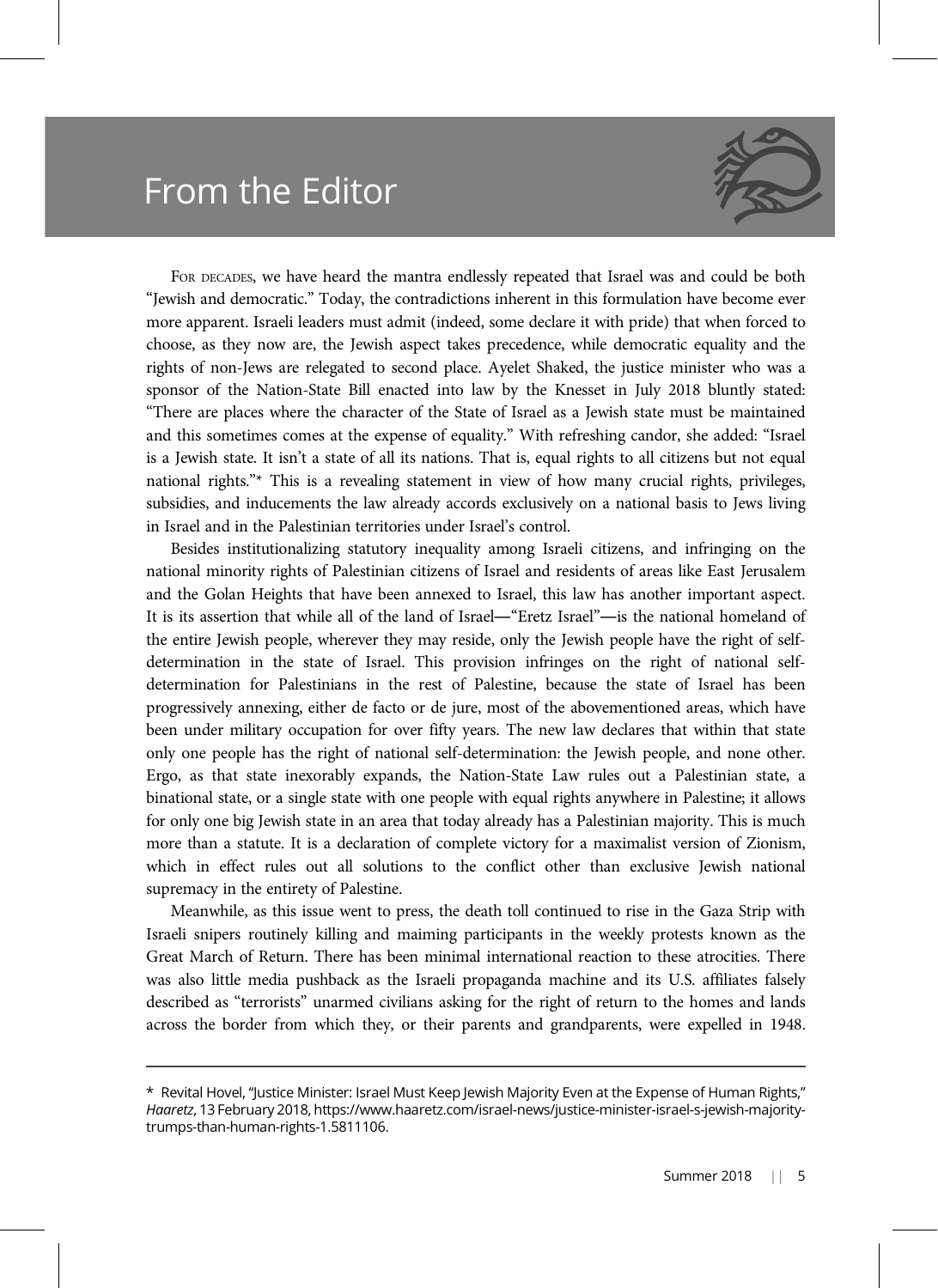# From the Editor

For decades, we have heard the mantra endlessly repeated that Israel was and could be both "Jewish and democratic." Today, the contradictions inherent in this formulation have become ever more apparent. Israeli leaders must admit (indeed, some declare it with pride) that when forced to choose, as they now are, the Jewish aspect takes precedence, while democratic equality and the rights of non-Jews are relegated to second place. Ayelet Shaked, the justice minister who was a sponsor of the Nation-State Bill enacted into law by the Knesset in July 2018 bluntly stated: "There are places where the character of the State of Israel as a Jewish state must be maintained and this sometimes comes at the expense of equality." With refreshing candor, she added: "Israel is a Jewish state. It isn't a state of all its nations. That is, equal rights to all citizens but not equal national rights."* This is a revealing statement in view of how many crucial rights, privileges, subsidies, and inducements the law already accords exclusively on a national basis to Jews living in Israel and in the Palestinian territories under Israel's control.

Besides institutionalizing statutory inequality among Israeli citizens, and infringing on the national minority rights of Palestinian citizens of Israel and residents of areas like East Jerusalem and the Golan Heights that have been annexed to Israel, this law has another important aspect. It is its assertion that while all of the land of Israel—"Eretz Israel"—is the national homeland of the entire Jewish people, wherever they may reside, only the Jewish people have the right of self-determination in the state of Israel. This provision infringes on the right of national self-determination for Palestinians in the rest of Palestine, because the state of Israel has been progressively annexing, either de facto or de jure, most of the abovementioned areas, which have been under military occupation for over fifty years. The new law declares that within that state only one people has the right of national self-determination: the Jewish people, and none other. Ergo, as that state inexorably expands, the Nation-State Law rules out a Palestinian state, a binational state, or a single state with one people with equal rights anywhere in Palestine; it allows for only one big Jewish state in an area that today already has a Palestinian majority. This is much more than a statute. It is a declaration of complete victory for a maximalist version of Zionism, which in effect rules out all solutions to the conflict other than exclusive Jewish national supremacy in the entirety of Palestine.

Meanwhile, as this issue went to press, the death toll continued to rise in the Gaza Strip with Israeli snipers routinely killing and maiming participants in the weekly protests known as the Great March of Return. There has been minimal international reaction to these atrocities. There was also little media pushback as the Israeli propaganda machine and its U.S. affiliates falsely described as "terrorists" unarmed civilians asking for the right of return to the homes and lands across the border from which they, or their parents and grandparents, were expelled in 1948.

---

\* Revital Hovel, "Justice Minister: Israel Must Keep Jewish Majority Even at the Expense of Human Rights," *Haaretz*, 13 February 2018, https://www.haaretz.com/israel-news/justice-minister-israel-s-jewish-majority-trumps-than-human-rights-1.5811106.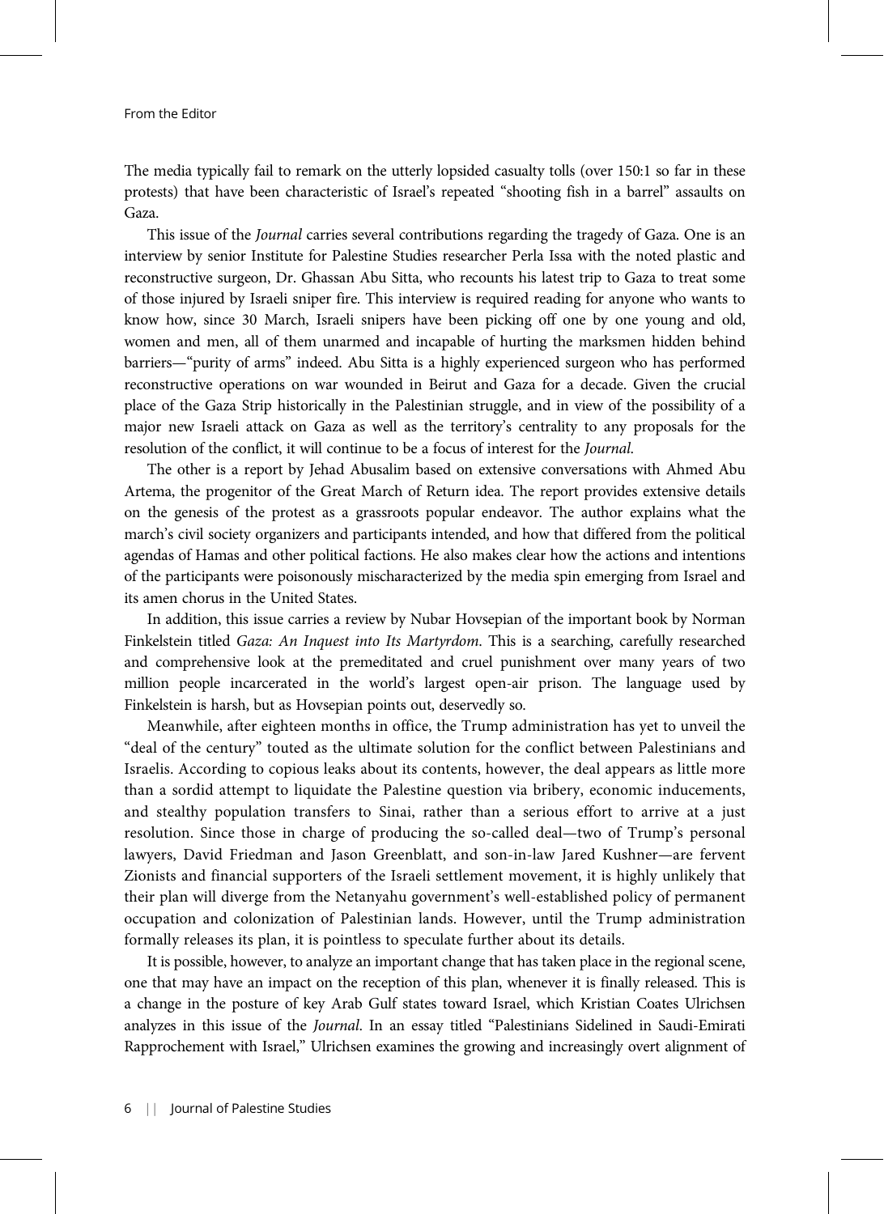The media typically fail to remark on the utterly lopsided casualty tolls (over 150:1 so far in these protests) that have been characteristic of Israel's repeated "shooting fish in a barrel" assaults on Gaza.

This issue of the *Journal* carries several contributions regarding the tragedy of Gaza. One is an interview by senior Institute for Palestine Studies researcher Perla Issa with the noted plastic and reconstructive surgeon, Dr. Ghassan Abu Sitta, who recounts his latest trip to Gaza to treat some of those injured by Israeli sniper fire. This interview is required reading for anyone who wants to know how, since 30 March, Israeli snipers have been picking off one by one young and old, women and men, all of them unarmed and incapable of hurting the marksmen hidden behind barriers—"purity of arms" indeed. Abu Sitta is a highly experienced surgeon who has performed reconstructive operations on war wounded in Beirut and Gaza for a decade. Given the crucial place of the Gaza Strip historically in the Palestinian struggle, and in view of the possibility of a major new Israeli attack on Gaza as well as the territory's centrality to any proposals for the resolution of the conflict, it will continue to be a focus of interest for the *Journal*.

The other is a report by Jehad Abusalim based on extensive conversations with Ahmed Abu Artema, the progenitor of the Great March of Return idea. The report provides extensive details on the genesis of the protest as a grassroots popular endeavor. The author explains what the march's civil society organizers and participants intended, and how that differed from the political agendas of Hamas and other political factions. He also makes clear how the actions and intentions of the participants were poisonously mischaracterized by the media spin emerging from Israel and its amen chorus in the United States.

In addition, this issue carries a review by Nubar Hovsepian of the important book by Norman Finkelstein titled *Gaza: An Inquest into Its Martyrdom*. This is a searching, carefully researched and comprehensive look at the premeditated and cruel punishment over many years of two million people incarcerated in the world's largest open-air prison. The language used by Finkelstein is harsh, but as Hovsepian points out, deservedly so.

Meanwhile, after eighteen months in office, the Trump administration has yet to unveil the "deal of the century" touted as the ultimate solution for the conflict between Palestinians and Israelis. According to copious leaks about its contents, however, the deal appears as little more than a sordid attempt to liquidate the Palestine question via bribery, economic inducements, and stealthy population transfers to Sinai, rather than a serious effort to arrive at a just resolution. Since those in charge of producing the so-called deal—two of Trump's personal lawyers, David Friedman and Jason Greenblatt, and son-in-law Jared Kushner—are fervent Zionists and financial supporters of the Israeli settlement movement, it is highly unlikely that their plan will diverge from the Netanyahu government's well-established policy of permanent occupation and colonization of Palestinian lands. However, until the Trump administration formally releases its plan, it is pointless to speculate further about its details.

It is possible, however, to analyze an important change that has taken place in the regional scene, one that may have an impact on the reception of this plan, whenever it is finally released. This is a change in the posture of key Arab Gulf states toward Israel, which Kristian Coates Ulrichsen analyzes in this issue of the *Journal*. In an essay titled "Palestinians Sidelined in Saudi-Emirati Rapprochement with Israel," Ulrichsen examines the growing and increasingly overt alignment of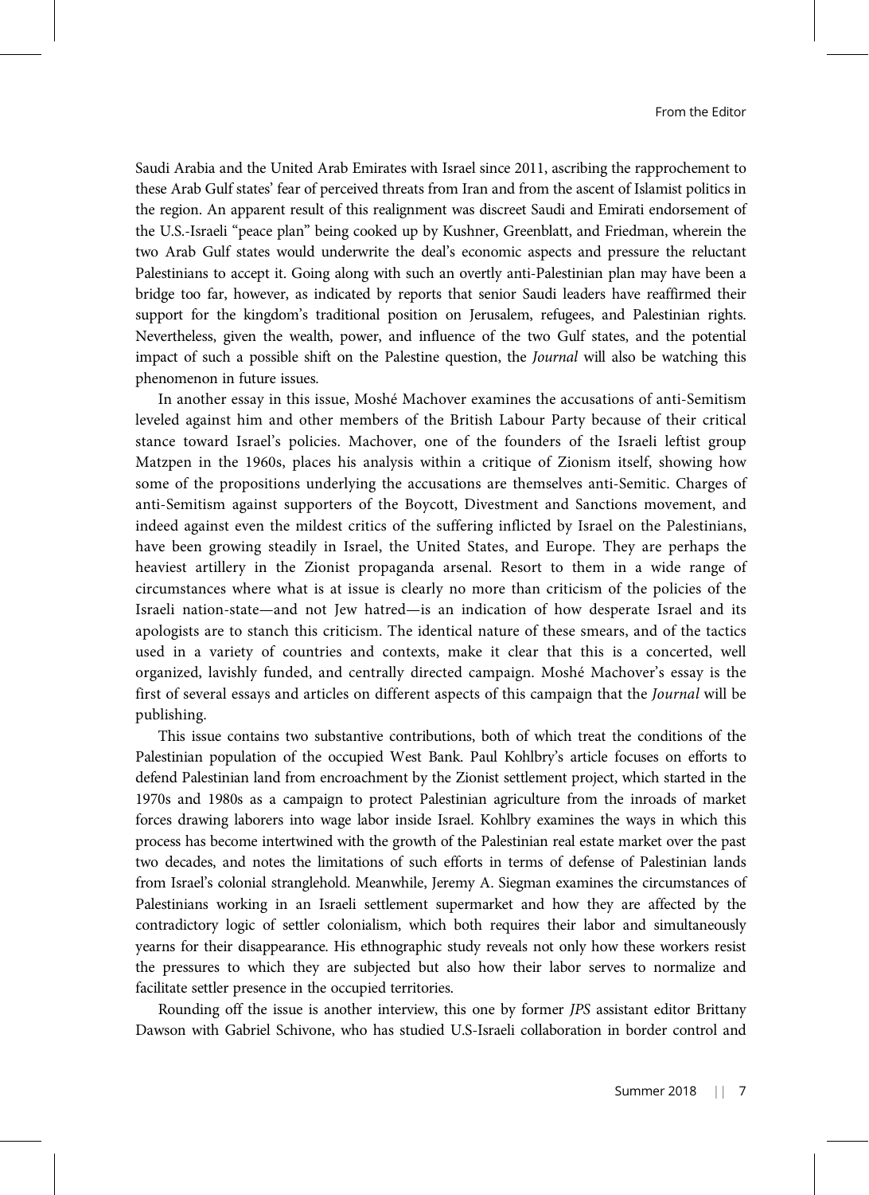Saudi Arabia and the United Arab Emirates with Israel since 2011, ascribing the rapprochement to these Arab Gulf states' fear of perceived threats from Iran and from the ascent of Islamist politics in the region. An apparent result of this realignment was discreet Saudi and Emirati endorsement of the U.S.-Israeli "peace plan" being cooked up by Kushner, Greenblatt, and Friedman, wherein the two Arab Gulf states would underwrite the deal's economic aspects and pressure the reluctant Palestinians to accept it. Going along with such an overtly anti-Palestinian plan may have been a bridge too far, however, as indicated by reports that senior Saudi leaders have reaffirmed their support for the kingdom's traditional position on Jerusalem, refugees, and Palestinian rights. Nevertheless, given the wealth, power, and influence of the two Gulf states, and the potential impact of such a possible shift on the Palestine question, the *Journal* will also be watching this phenomenon in future issues.

In another essay in this issue, Moshé Machover examines the accusations of anti-Semitism leveled against him and other members of the British Labour Party because of their critical stance toward Israel's policies. Machover, one of the founders of the Israeli leftist group Matzpen in the 1960s, places his analysis within a critique of Zionism itself, showing how some of the propositions underlying the accusations are themselves anti-Semitic. Charges of anti-Semitism against supporters of the Boycott, Divestment and Sanctions movement, and indeed against even the mildest critics of the suffering inflicted by Israel on the Palestinians, have been growing steadily in Israel, the United States, and Europe. They are perhaps the heaviest artillery in the Zionist propaganda arsenal. Resort to them in a wide range of circumstances where what is at issue is clearly no more than criticism of the policies of the Israeli nation-state—and not Jew hatred—is an indication of how desperate Israel and its apologists are to stanch this criticism. The identical nature of these smears, and of the tactics used in a variety of countries and contexts, make it clear that this is a concerted, well organized, lavishly funded, and centrally directed campaign. Moshé Machover's essay is the first of several essays and articles on different aspects of this campaign that the *Journal* will be publishing.

This issue contains two substantive contributions, both of which treat the conditions of the Palestinian population of the occupied West Bank. Paul Kohlbry's article focuses on efforts to defend Palestinian land from encroachment by the Zionist settlement project, which started in the 1970s and 1980s as a campaign to protect Palestinian agriculture from the inroads of market forces drawing laborers into wage labor inside Israel. Kohlbry examines the ways in which this process has become intertwined with the growth of the Palestinian real estate market over the past two decades, and notes the limitations of such efforts in terms of defense of Palestinian lands from Israel's colonial stranglehold. Meanwhile, Jeremy A. Siegman examines the circumstances of Palestinians working in an Israeli settlement supermarket and how they are affected by the contradictory logic of settler colonialism, which both requires their labor and simultaneously yearns for their disappearance. His ethnographic study reveals not only how these workers resist the pressures to which they are subjected but also how their labor serves to normalize and facilitate settler presence in the occupied territories.

Rounding off the issue is another interview, this one by former *JPS* assistant editor Brittany Dawson with Gabriel Schivone, who has studied U.S-Israeli collaboration in border control and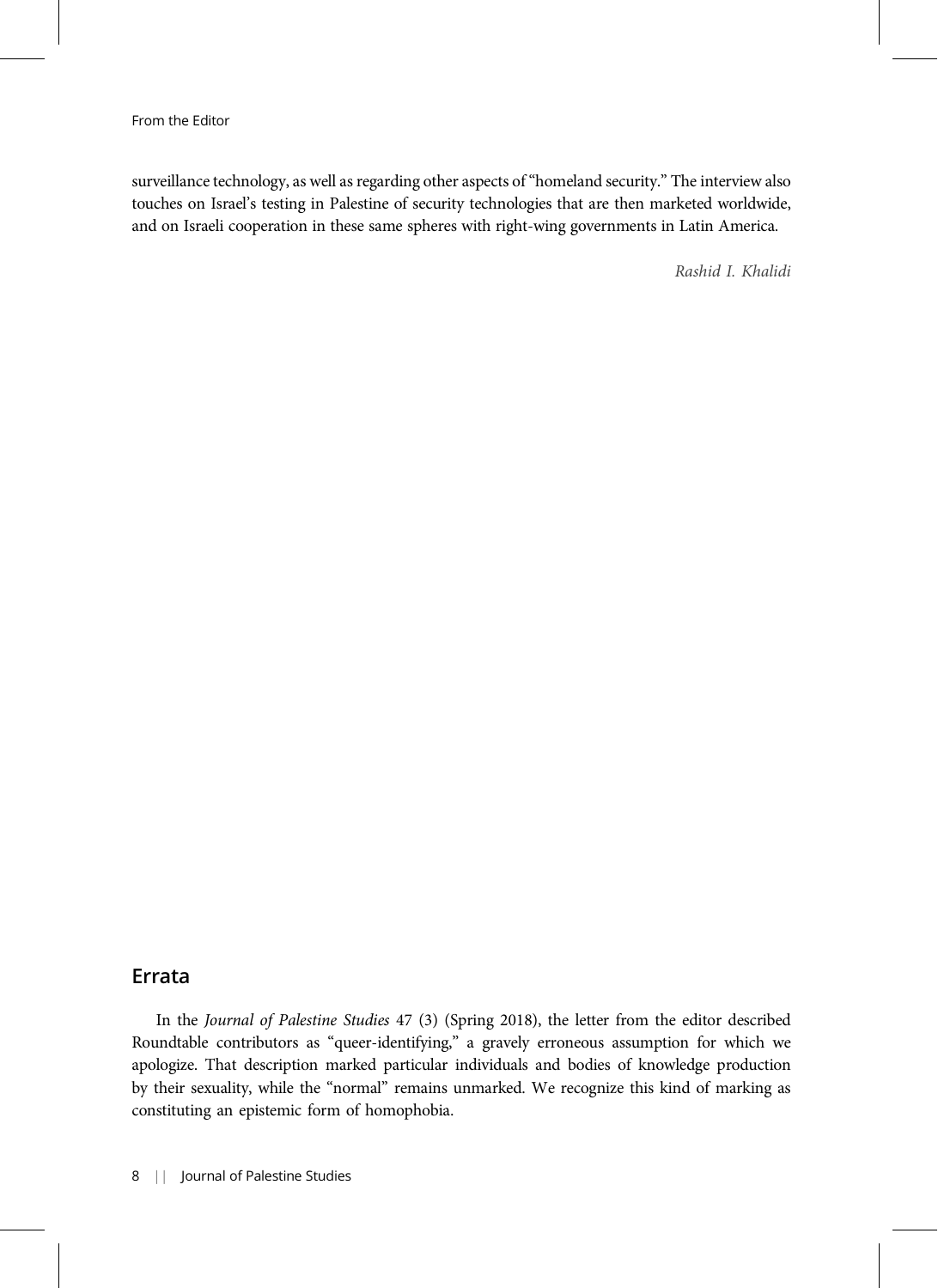surveillance technology, as well as regarding other aspects of "homeland security." The interview also touches on Israel's testing in Palestine of security technologies that are then marketed worldwide, and on Israeli cooperation in these same spheres with right-wing governments in Latin America.

*Rashid I. Khalidi*

## Errata

In the *Journal of Palestine Studies* 47 (3) (Spring 2018), the letter from the editor described Roundtable contributors as "queer-identifying," a gravely erroneous assumption for which we apologize. That description marked particular individuals and bodies of knowledge production by their sexuality, while the "normal" remains unmarked. We recognize this kind of marking as constituting an epistemic form of homophobia.